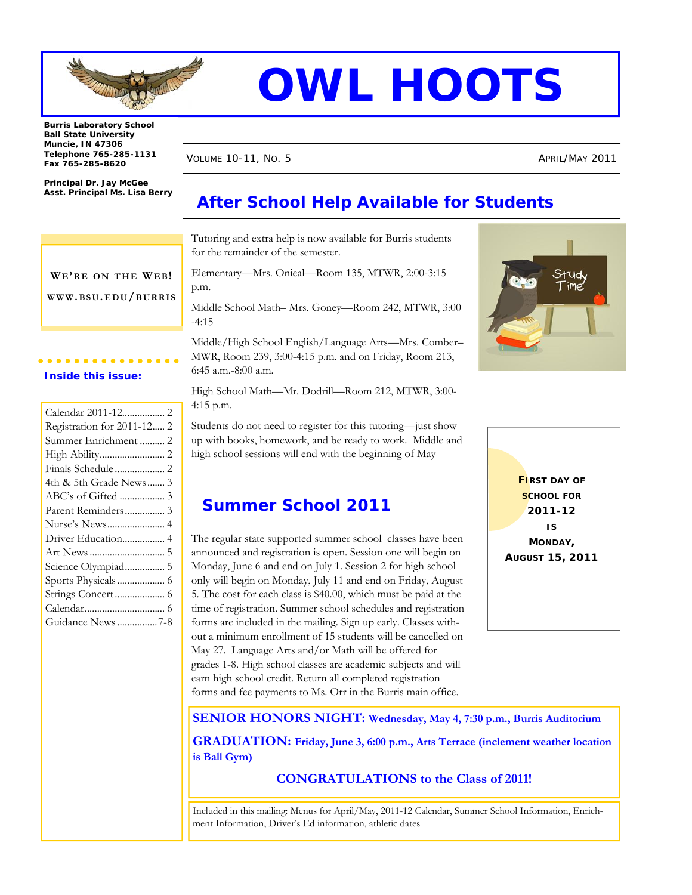# OWL HOOTS

**Burris Laboratory School**
**Ball State University**
**Muncie, IN 47306**
**Telephone 765-285-1131**
**Fax 765-285-8620**

**Principal Dr. Jay McGee**
**Asst. Principal Ms. Lisa Berry**

VOLUME 10-11, NO. 5 — APRIL/MAY 2011

WE'RE ON THE WEB!

WWW.BSU.EDU/BURRIS

**Inside this issue:**

| | |
|---|---|
| Calendar 2011-12 | 2 |
| Registration for 2011-12 | 2 |
| Summer Enrichment | 2 |
| High Ability | 2 |
| Finals Schedule | 2 |
| 4th & 5th Grade News | 3 |
| ABC's of Gifted | 3 |
| Parent Reminders | 3 |
| Nurse's News | 4 |
| Driver Education | 4 |
| Art News | 5 |
| Science Olympiad | 5 |
| Sports Physicals | 6 |
| Strings Concert | 6 |
| Calendar | 6 |
| Guidance News | 7-8 |

## After School Help Available for Students

Tutoring and extra help is now available for Burris students for the remainder of the semester.

Elementary—Mrs. Onieal—Room 135, MTWR, 2:00-3:15 p.m.

Middle School Math– Mrs. Goney—Room 242, MTWR, 3:00-4:15

Middle/High School English/Language Arts—Mrs. Comber–MWR, Room 239, 3:00-4:15 p.m. and on Friday, Room 213, 6:45 a.m.-8:00 a.m.

High School Math—Mr. Dodrill—Room 212, MTWR, 3:00-4:15 p.m.

Students do not need to register for this tutoring—just show up with books, homework, and be ready to work. Middle and high school sessions will end with the beginning of May

**FIRST DAY OF SCHOOL FOR 2011-12 IS MONDAY, AUGUST 15, 2011**

## Summer School 2011

The regular state supported summer school classes have been announced and registration is open. Session one will begin on Monday, June 6 and end on July 1. Session 2 for high school only will begin on Monday, July 11 and end on Friday, August 5. The cost for each class is $40.00, which must be paid at the time of registration. Summer school schedules and registration forms are included in the mailing. Sign up early. Classes without a minimum enrollment of 15 students will be cancelled on May 27. Language Arts and/or Math will be offered for grades 1-8. High school classes are academic subjects and will earn high school credit. Return all completed registration forms and fee payments to Ms. Orr in the Burris main office.

**SENIOR HONORS NIGHT: Wednesday, May 4, 7:30 p.m., Burris Auditorium**

**GRADUATION: Friday, June 3, 6:00 p.m., Arts Terrace (inclement weather location is Ball Gym)**

**CONGRATULATIONS to the Class of 2011!**

Included in this mailing: Menus for April/May, 2011-12 Calendar, Summer School Information, Enrichment Information, Driver's Ed information, athletic dates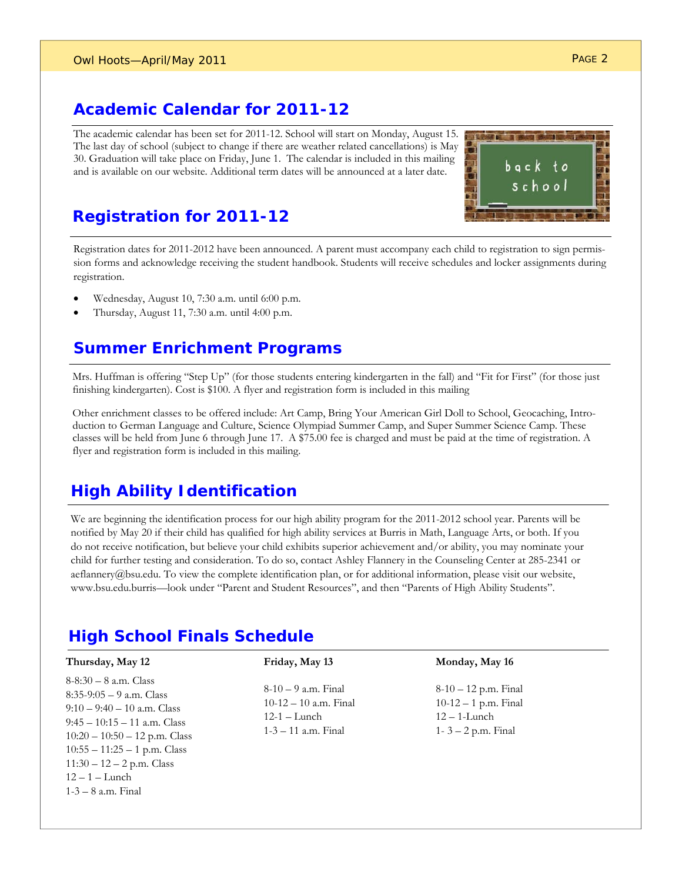## Academic Calendar for 2011-12

The academic calendar has been set for 2011-12. School will start on Monday, August 15. The last day of school (subject to change if there are weather related cancellations) is May 30. Graduation will take place on Friday, June 1. The calendar is included in this mailing and is available on our website. Additional term dates will be announced at a later date.

## Registration for 2011-12

Registration dates for 2011-2012 have been announced. A parent must accompany each child to registration to sign permission forms and acknowledge receiving the student handbook. Students will receive schedules and locker assignments during registration.

- Wednesday, August 10, 7:30 a.m. until 6:00 p.m.
- Thursday, August 11, 7:30 a.m. until 4:00 p.m.

## Summer Enrichment Programs

Mrs. Huffman is offering "Step Up" (for those students entering kindergarten in the fall) and "Fit for First" (for those just finishing kindergarten). Cost is $100. A flyer and registration form is included in this mailing

Other enrichment classes to be offered include: Art Camp, Bring Your American Girl Doll to School, Geocaching, Introduction to German Language and Culture, Science Olympiad Summer Camp, and Super Summer Science Camp. These classes will be held from June 6 through June 17. A $75.00 fee is charged and must be paid at the time of registration. A flyer and registration form is included in this mailing.

## High Ability Identification

We are beginning the identification process for our high ability program for the 2011-2012 school year. Parents will be notified by May 20 if their child has qualified for high ability services at Burris in Math, Language Arts, or both. If you do not receive notification, but believe your child exhibits superior achievement and/or ability, you may nominate your child for further testing and consideration. To do so, contact Ashley Flannery in the Counseling Center at 285-2341 or aeflannery@bsu.edu. To view the complete identification plan, or for additional information, please visit our website, www.bsu.edu.burris—look under "Parent and Student Resources", and then "Parents of High Ability Students".

## High School Finals Schedule

**Thursday, May 12**

8-8:30 – 8 a.m. Class
8:35-9:05 – 9 a.m. Class
9:10 – 9:40 – 10 a.m. Class
9:45 – 10:15 – 11 a.m. Class
10:20 – 10:50 – 12 p.m. Class
10:55 – 11:25 – 1 p.m. Class
11:30 – 12 – 2 p.m. Class
12 – 1 – Lunch
1-3 – 8 a.m. Final

**Friday, May 13**

8-10 – 9 a.m. Final
10-12 – 10 a.m. Final
12-1 – Lunch
1-3 – 11 a.m. Final

**Monday, May 16**

8-10 – 12 p.m. Final
10-12 – 1 p.m. Final
12 – 1-Lunch
1- 3 – 2 p.m. Final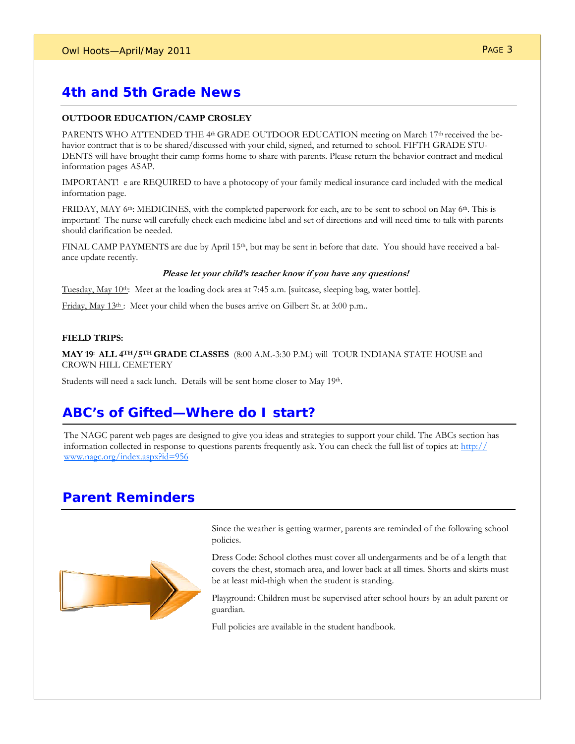## 4th and 5th Grade News

**OUTDOOR EDUCATION/CAMP CROSLEY**

PARENTS WHO ATTENDED THE 4th GRADE OUTDOOR EDUCATION meeting on March 17th received the behavior contract that is to be shared/discussed with your child, signed, and returned to school. FIFTH GRADE STUDENTS will have brought their camp forms home to share with parents. Please return the behavior contract and medical information pages ASAP.

IMPORTANT! e are REQUIRED to have a photocopy of your family medical insurance card included with the medical information page.

FRIDAY, MAY 6th: MEDICINES, with the completed paperwork for each, are to be sent to school on May 6th. This is important! The nurse will carefully check each medicine label and set of directions and will need time to talk with parents should clarification be needed.

FINAL CAMP PAYMENTS are due by April 15th, but may be sent in before that date. You should have received a balance update recently.

***Please let your child's teacher know if you have any questions!***

Tuesday, May 10th: Meet at the loading dock area at 7:45 a.m. [suitcase, sleeping bag, water bottle].

Friday, May 13th : Meet your child when the buses arrive on Gilbert St. at 3:00 p.m..

**FIELD TRIPS:**

**MAY 19: ALL 4TH/5TH GRADE CLASSES** (8:00 A.M.-3:30 P.M.) will TOUR INDIANA STATE HOUSE and CROWN HILL CEMETERY

Students will need a sack lunch. Details will be sent home closer to May 19th.

## ABC's of Gifted—Where do I start?

The NAGC parent web pages are designed to give you ideas and strategies to support your child. The ABCs section has information collected in response to questions parents frequently ask. You can check the full list of topics at: http://www.nagc.org/index.aspx?id=956

## Parent Reminders

Since the weather is getting warmer, parents are reminded of the following school policies.

Dress Code: School clothes must cover all undergarments and be of a length that covers the chest, stomach area, and lower back at all times. Shorts and skirts must be at least mid-thigh when the student is standing.

Playground: Children must be supervised after school hours by an adult parent or guardian.

Full policies are available in the student handbook.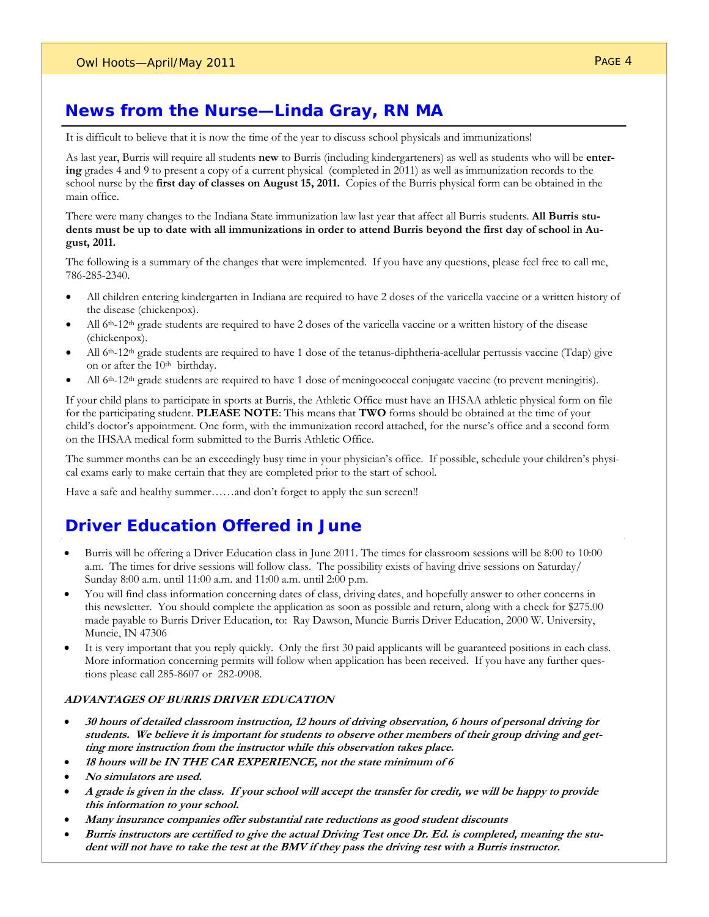## News from the Nurse—Linda Gray, RN MA

It is difficult to believe that it is now the time of the year to discuss school physicals and immunizations!

As last year, Burris will require all students **new** to Burris (including kindergarteners) as well as students who will be **entering** grades 4 and 9 to present a copy of a current physical (completed in 2011) as well as immunization records to the school nurse by the **first day of classes on August 15, 2011.** Copies of the Burris physical form can be obtained in the main office.

There were many changes to the Indiana State immunization law last year that affect all Burris students. **All Burris students must be up to date with all immunizations in order to attend Burris beyond the first day of school in August, 2011.**

The following is a summary of the changes that were implemented. If you have any questions, please feel free to call me, 786-285-2340.

- All children entering kindergarten in Indiana are required to have 2 doses of the varicella vaccine or a written history of the disease (chickenpox).
- All 6th-12th grade students are required to have 2 doses of the varicella vaccine or a written history of the disease (chickenpox).
- All 6th-12th grade students are required to have 1 dose of the tetanus-diphtheria-acellular pertussis vaccine (Tdap) give on or after the 10th birthday.
- All 6th-12th grade students are required to have 1 dose of meningococcal conjugate vaccine (to prevent meningitis).

If your child plans to participate in sports at Burris, the Athletic Office must have an IHSAA athletic physical form on file for the participating student. **PLEASE NOTE**: This means that **TWO** forms should be obtained at the time of your child's doctor's appointment. One form, with the immunization record attached, for the nurse's office and a second form on the IHSAA medical form submitted to the Burris Athletic Office.

The summer months can be an exceedingly busy time in your physician's office. If possible, schedule your children's physical exams early to make certain that they are completed prior to the start of school.

Have a safe and healthy summer……and don't forget to apply the sun screen!!

## Driver Education Offered in June

- Burris will be offering a Driver Education class in June 2011. The times for classroom sessions will be 8:00 to 10:00 a.m. The times for drive sessions will follow class. The possibility exists of having drive sessions on Saturday/ Sunday 8:00 a.m. until 11:00 a.m. and 11:00 a.m. until 2:00 p.m.
- You will find class information concerning dates of class, driving dates, and hopefully answer to other concerns in this newsletter. You should complete the application as soon as possible and return, along with a check for $275.00 made payable to Burris Driver Education, to: Ray Dawson, Muncie Burris Driver Education, 2000 W. University, Muncie, IN 47306
- It is very important that you reply quickly. Only the first 30 paid applicants will be guaranteed positions in each class. More information concerning permits will follow when application has been received. If you have any further questions please call 285-8607 or 282-0908.

***ADVANTAGES OF BURRIS DRIVER EDUCATION***

- ***30 hours of detailed classroom instruction, 12 hours of driving observation, 6 hours of personal driving for students. We believe it is important for students to observe other members of their group driving and getting more instruction from the instructor while this observation takes place.***
- ***18 hours will be IN THE CAR EXPERIENCE, not the state minimum of 6***
- ***No simulators are used.***
- ***A grade is given in the class. If your school will accept the transfer for credit, we will be happy to provide this information to your school.***
- ***Many insurance companies offer substantial rate reductions as good student discounts***
- ***Burris instructors are certified to give the actual Driving Test once Dr. Ed. is completed, meaning the student will not have to take the test at the BMV if they pass the driving test with a Burris instructor.***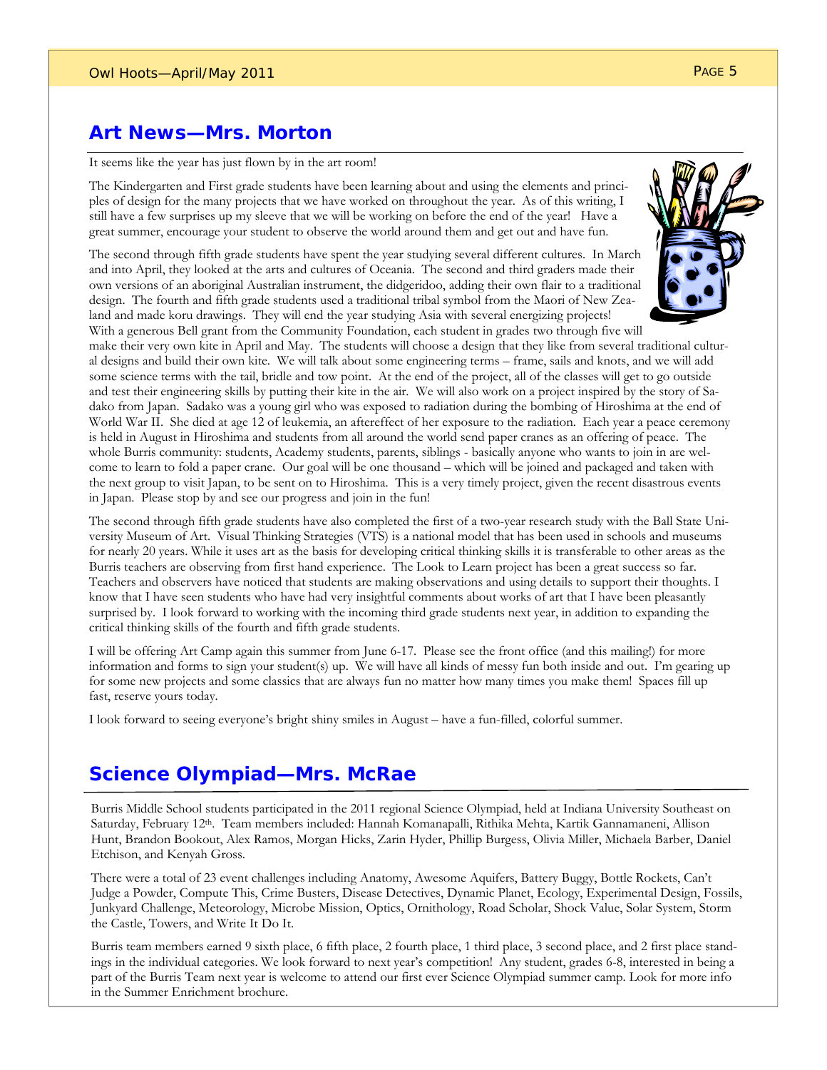## Art News—Mrs. Morton

It seems like the year has just flown by in the art room!

The Kindergarten and First grade students have been learning about and using the elements and principles of design for the many projects that we have worked on throughout the year. As of this writing, I still have a few surprises up my sleeve that we will be working on before the end of the year! Have a great summer, encourage your student to observe the world around them and get out and have fun.

The second through fifth grade students have spent the year studying several different cultures. In March and into April, they looked at the arts and cultures of Oceania. The second and third graders made their own versions of an aboriginal Australian instrument, the didgeridoo, adding their own flair to a traditional design. The fourth and fifth grade students used a traditional tribal symbol from the Maori of New Zealand and made koru drawings. They will end the year studying Asia with several energizing projects! With a generous Bell grant from the Community Foundation, each student in grades two through five will make their very own kite in April and May. The students will choose a design that they like from several traditional cultural designs and build their own kite. We will talk about some engineering terms – frame, sails and knots, and we will add some science terms with the tail, bridle and tow point. At the end of the project, all of the classes will get to go outside and test their engineering skills by putting their kite in the air. We will also work on a project inspired by the story of Sadako from Japan. Sadako was a young girl who was exposed to radiation during the bombing of Hiroshima at the end of World War II. She died at age 12 of leukemia, an aftereffect of her exposure to the radiation. Each year a peace ceremony is held in August in Hiroshima and students from all around the world send paper cranes as an offering of peace. The whole Burris community: students, Academy students, parents, siblings - basically anyone who wants to join in are welcome to learn to fold a paper crane. Our goal will be one thousand – which will be joined and packaged and taken with the next group to visit Japan, to be sent on to Hiroshima. This is a very timely project, given the recent disastrous events in Japan. Please stop by and see our progress and join in the fun!

The second through fifth grade students have also completed the first of a two-year research study with the Ball State University Museum of Art. Visual Thinking Strategies (VTS) is a national model that has been used in schools and museums for nearly 20 years. While it uses art as the basis for developing critical thinking skills it is transferable to other areas as the Burris teachers are observing from first hand experience. The Look to Learn project has been a great success so far. Teachers and observers have noticed that students are making observations and using details to support their thoughts. I know that I have seen students who have had very insightful comments about works of art that I have been pleasantly surprised by. I look forward to working with the incoming third grade students next year, in addition to expanding the critical thinking skills of the fourth and fifth grade students.

I will be offering Art Camp again this summer from June 6-17. Please see the front office (and this mailing!) for more information and forms to sign your student(s) up. We will have all kinds of messy fun both inside and out. I'm gearing up for some new projects and some classics that are always fun no matter how many times you make them! Spaces fill up fast, reserve yours today.

I look forward to seeing everyone's bright shiny smiles in August – have a fun-filled, colorful summer.

## Science Olympiad—Mrs. McRae

Burris Middle School students participated in the 2011 regional Science Olympiad, held at Indiana University Southeast on Saturday, February 12th. Team members included: Hannah Komanapalli, Rithika Mehta, Kartik Gannamaneni, Allison Hunt, Brandon Bookout, Alex Ramos, Morgan Hicks, Zarin Hyder, Phillip Burgess, Olivia Miller, Michaela Barber, Daniel Etchison, and Kenyah Gross.

There were a total of 23 event challenges including Anatomy, Awesome Aquifers, Battery Buggy, Bottle Rockets, Can't Judge a Powder, Compute This, Crime Busters, Disease Detectives, Dynamic Planet, Ecology, Experimental Design, Fossils, Junkyard Challenge, Meteorology, Microbe Mission, Optics, Ornithology, Road Scholar, Shock Value, Solar System, Storm the Castle, Towers, and Write It Do It.

Burris team members earned 9 sixth place, 6 fifth place, 2 fourth place, 1 third place, 3 second place, and 2 first place standings in the individual categories. We look forward to next year's competition! Any student, grades 6-8, interested in being a part of the Burris Team next year is welcome to attend our first ever Science Olympiad summer camp. Look for more info in the Summer Enrichment brochure.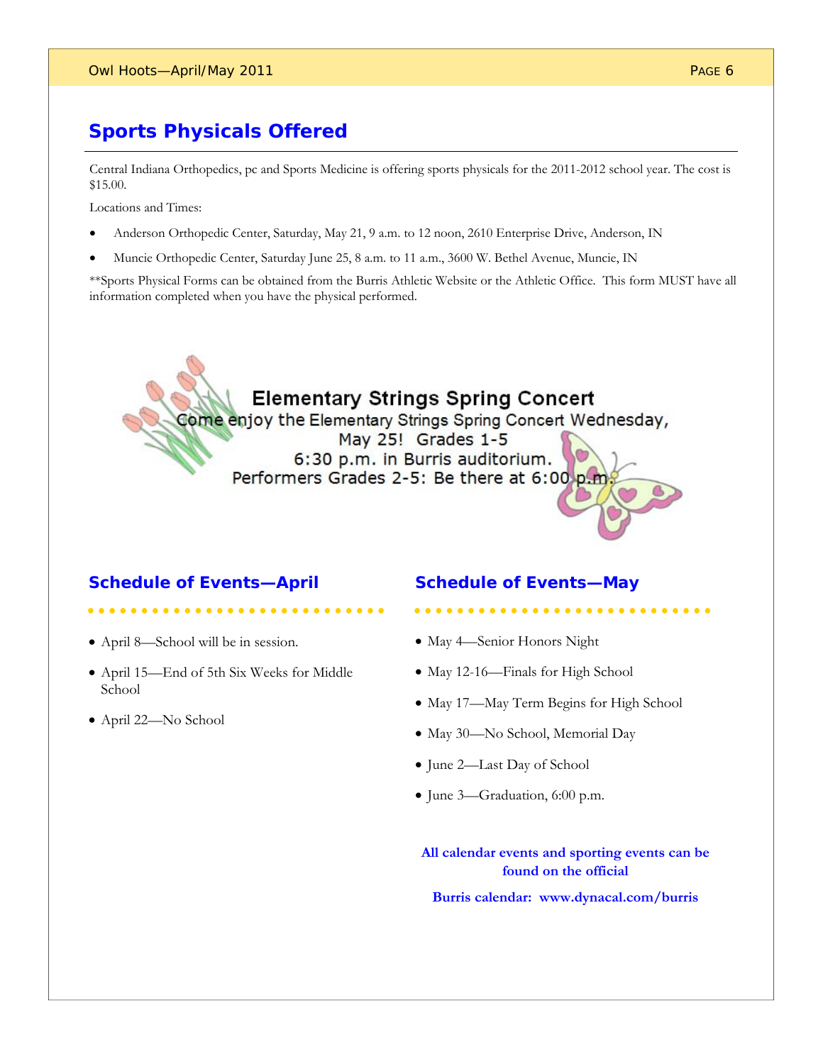## Sports Physicals Offered

Central Indiana Orthopedics, pc and Sports Medicine is offering sports physicals for the 2011-2012 school year. The cost is $15.00.

Locations and Times:

- Anderson Orthopedic Center, Saturday, May 21, 9 a.m. to 12 noon, 2610 Enterprise Drive, Anderson, IN
- Muncie Orthopedic Center, Saturday June 25, 8 a.m. to 11 a.m., 3600 W. Bethel Avenue, Muncie, IN

**Sports Physical Forms can be obtained from the Burris Athletic Website or the Athletic Office. This form MUST have all information completed when you have the physical performed.

### Elementary Strings Spring Concert

Come enjoy the Elementary Strings Spring Concert Wednesday, May 25! Grades 1-5
6:30 p.m. in Burris auditorium.
Performers Grades 2-5: Be there at 6:00 p.m.

## Schedule of Events—April

- April 8—School will be in session.
- April 15—End of 5th Six Weeks for Middle School
- April 22—No School

## Schedule of Events—May

- May 4—Senior Honors Night
- May 12-16—Finals for High School
- May 17—May Term Begins for High School
- May 30—No School, Memorial Day
- June 2—Last Day of School
- June 3—Graduation, 6:00 p.m.

**All calendar events and sporting events can be found on the official**

**Burris calendar: www.dynacal.com/burris**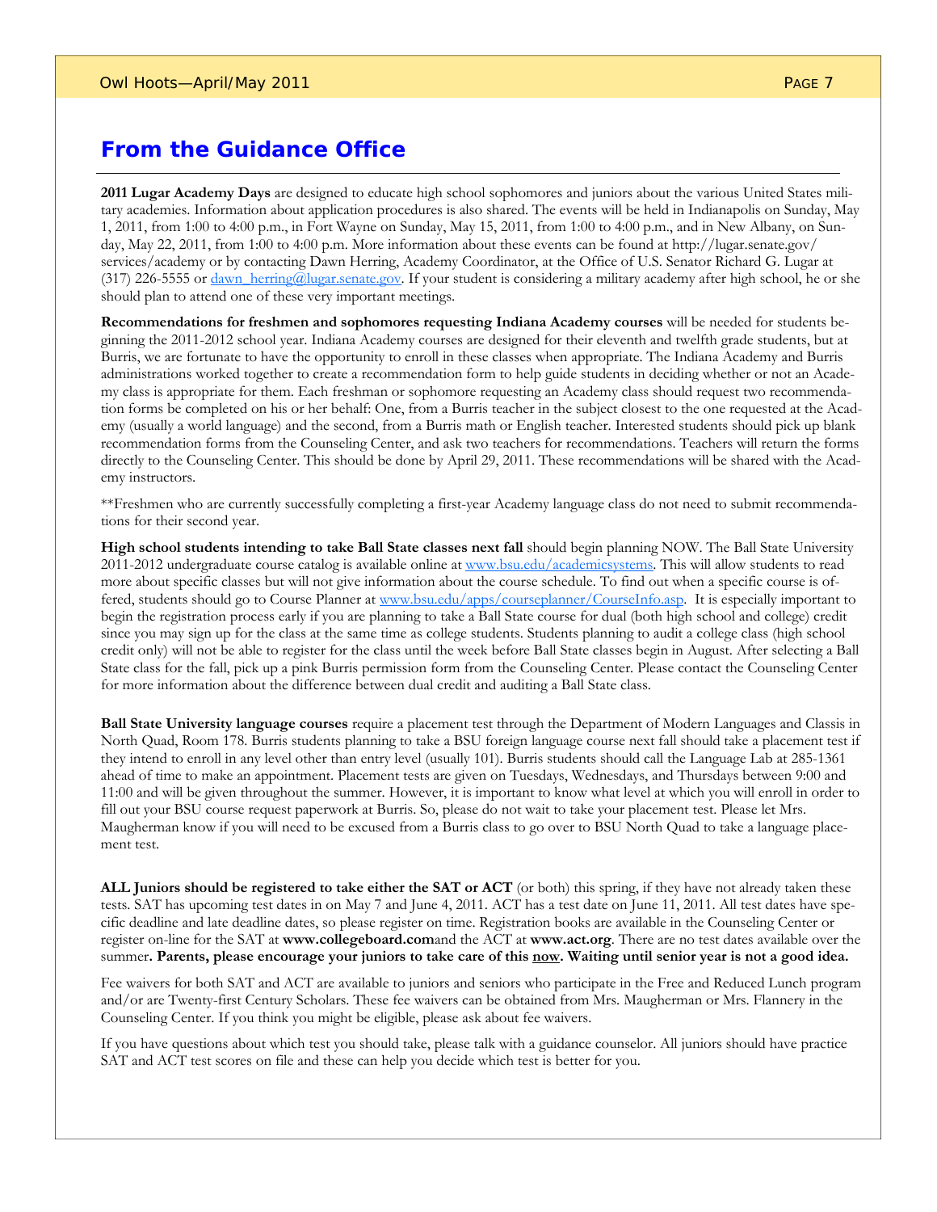## From the Guidance Office

**2011 Lugar Academy Days** are designed to educate high school sophomores and juniors about the various United States military academies. Information about application procedures is also shared. The events will be held in Indianapolis on Sunday, May 1, 2011, from 1:00 to 4:00 p.m., in Fort Wayne on Sunday, May 15, 2011, from 1:00 to 4:00 p.m., and in New Albany, on Sunday, May 22, 2011, from 1:00 to 4:00 p.m. More information about these events can be found at http://lugar.senate.gov/services/academy or by contacting Dawn Herring, Academy Coordinator, at the Office of U.S. Senator Richard G. Lugar at (317) 226-5555 or dawn_herring@lugar.senate.gov. If your student is considering a military academy after high school, he or she should plan to attend one of these very important meetings.

**Recommendations for freshmen and sophomores requesting Indiana Academy courses** will be needed for students beginning the 2011-2012 school year. Indiana Academy courses are designed for their eleventh and twelfth grade students, but at Burris, we are fortunate to have the opportunity to enroll in these classes when appropriate. The Indiana Academy and Burris administrations worked together to create a recommendation form to help guide students in deciding whether or not an Academy class is appropriate for them. Each freshman or sophomore requesting an Academy class should request two recommendation forms be completed on his or her behalf: One, from a Burris teacher in the subject closest to the one requested at the Academy (usually a world language) and the second, from a Burris math or English teacher. Interested students should pick up blank recommendation forms from the Counseling Center, and ask two teachers for recommendations. Teachers will return the forms directly to the Counseling Center. This should be done by April 29, 2011. These recommendations will be shared with the Academy instructors.

**Freshmen who are currently successfully completing a first-year Academy language class do not need to submit recommendations for their second year.

**High school students intending to take Ball State classes next fall** should begin planning NOW. The Ball State University 2011-2012 undergraduate course catalog is available online at www.bsu.edu/academicsystems. This will allow students to read more about specific classes but will not give information about the course schedule. To find out when a specific course is offered, students should go to Course Planner at www.bsu.edu/apps/courseplanner/CourseInfo.asp. It is especially important to begin the registration process early if you are planning to take a Ball State course for dual (both high school and college) credit since you may sign up for the class at the same time as college students. Students planning to audit a college class (high school credit only) will not be able to register for the class until the week before Ball State classes begin in August. After selecting a Ball State class for the fall, pick up a pink Burris permission form from the Counseling Center. Please contact the Counseling Center for more information about the difference between dual credit and auditing a Ball State class.

**Ball State University language courses** require a placement test through the Department of Modern Languages and Classis in North Quad, Room 178. Burris students planning to take a BSU foreign language course next fall should take a placement test if they intend to enroll in any level other than entry level (usually 101). Burris students should call the Language Lab at 285-1361 ahead of time to make an appointment. Placement tests are given on Tuesdays, Wednesdays, and Thursdays between 9:00 and 11:00 and will be given throughout the summer. However, it is important to know what level at which you will enroll in order to fill out your BSU course request paperwork at Burris. So, please do not wait to take your placement test. Please let Mrs. Maugherman know if you will need to be excused from a Burris class to go over to BSU North Quad to take a language placement test.

**ALL Juniors should be registered to take either the SAT or ACT** (or both) this spring, if they have not already taken these tests. SAT has upcoming test dates in on May 7 and June 4, 2011. ACT has a test date on June 11, 2011. All test dates have specific deadline and late deadline dates, so please register on time. Registration books are available in the Counseling Center or register on-line for the SAT at **www.collegeboard.com**and the ACT at **www.act.org**. There are no test dates available over the summer**. Parents, please encourage your juniors to take care of this <u>now</u>. Waiting until senior year is not a good idea.**

Fee waivers for both SAT and ACT are available to juniors and seniors who participate in the Free and Reduced Lunch program and/or are Twenty-first Century Scholars. These fee waivers can be obtained from Mrs. Maugherman or Mrs. Flannery in the Counseling Center. If you think you might be eligible, please ask about fee waivers.

If you have questions about which test you should take, please talk with a guidance counselor. All juniors should have practice SAT and ACT test scores on file and these can help you decide which test is better for you.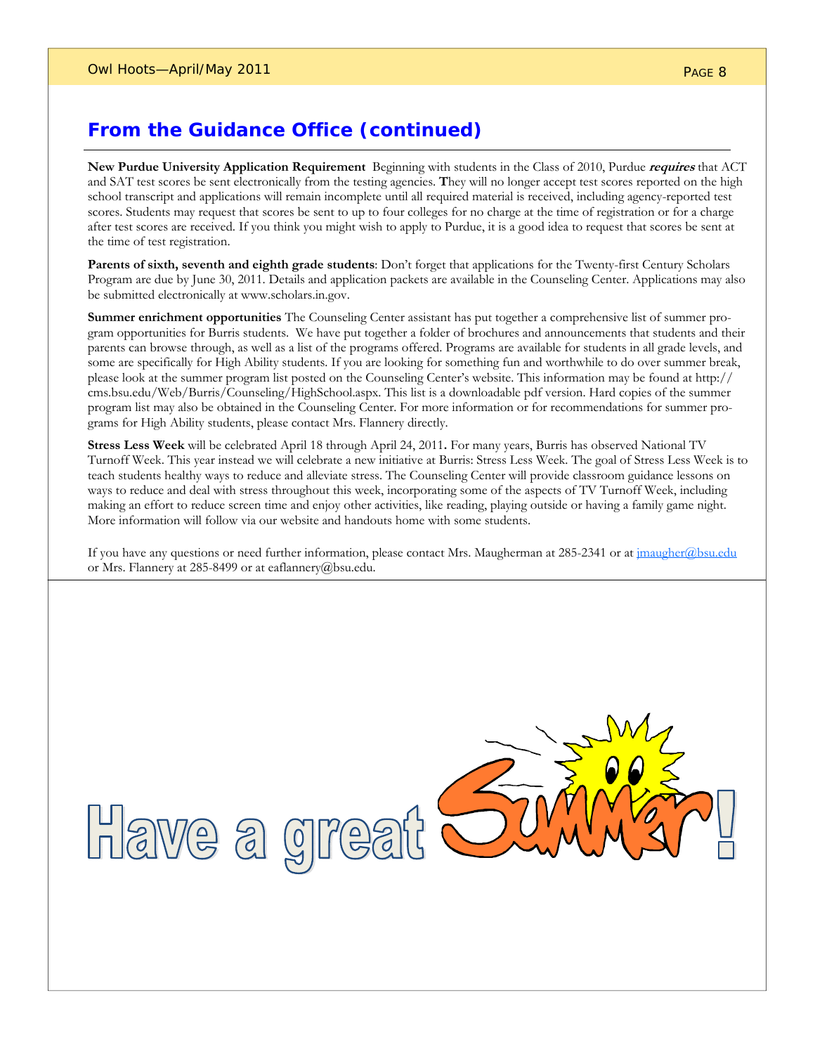## From the Guidance Office (continued)

**New Purdue University Application Requirement** Beginning with students in the Class of 2010, Purdue ***requires*** that ACT and SAT test scores be sent electronically from the testing agencies. **T**hey will no longer accept test scores reported on the high school transcript and applications will remain incomplete until all required material is received, including agency-reported test scores. Students may request that scores be sent to up to four colleges for no charge at the time of registration or for a charge after test scores are received. If you think you might wish to apply to Purdue, it is a good idea to request that scores be sent at the time of test registration.

**Parents of sixth, seventh and eighth grade students**: Don't forget that applications for the Twenty-first Century Scholars Program are due by June 30, 2011. Details and application packets are available in the Counseling Center. Applications may also be submitted electronically at www.scholars.in.gov.

**Summer enrichment opportunities** The Counseling Center assistant has put together a comprehensive list of summer program opportunities for Burris students. We have put together a folder of brochures and announcements that students and their parents can browse through, as well as a list of the programs offered. Programs are available for students in all grade levels, and some are specifically for High Ability students. If you are looking for something fun and worthwhile to do over summer break, please look at the summer program list posted on the Counseling Center's website. This information may be found at http://cms.bsu.edu/Web/Burris/Counseling/HighSchool.aspx. This list is a downloadable pdf version. Hard copies of the summer program list may also be obtained in the Counseling Center. For more information or for recommendations for summer programs for High Ability students, please contact Mrs. Flannery directly.

**Stress Less Week** will be celebrated April 18 through April 24, 2011**.** For many years, Burris has observed National TV Turnoff Week. This year instead we will celebrate a new initiative at Burris: Stress Less Week. The goal of Stress Less Week is to teach students healthy ways to reduce and alleviate stress. The Counseling Center will provide classroom guidance lessons on ways to reduce and deal with stress throughout this week, incorporating some of the aspects of TV Turnoff Week, including making an effort to reduce screen time and enjoy other activities, like reading, playing outside or having a family game night. More information will follow via our website and handouts home with some students.

If you have any questions or need further information, please contact Mrs. Maugherman at 285-2341 or at jmaugher@bsu.edu or Mrs. Flannery at 285-8499 or at eaflannery@bsu.edu.

Have a great Summer!